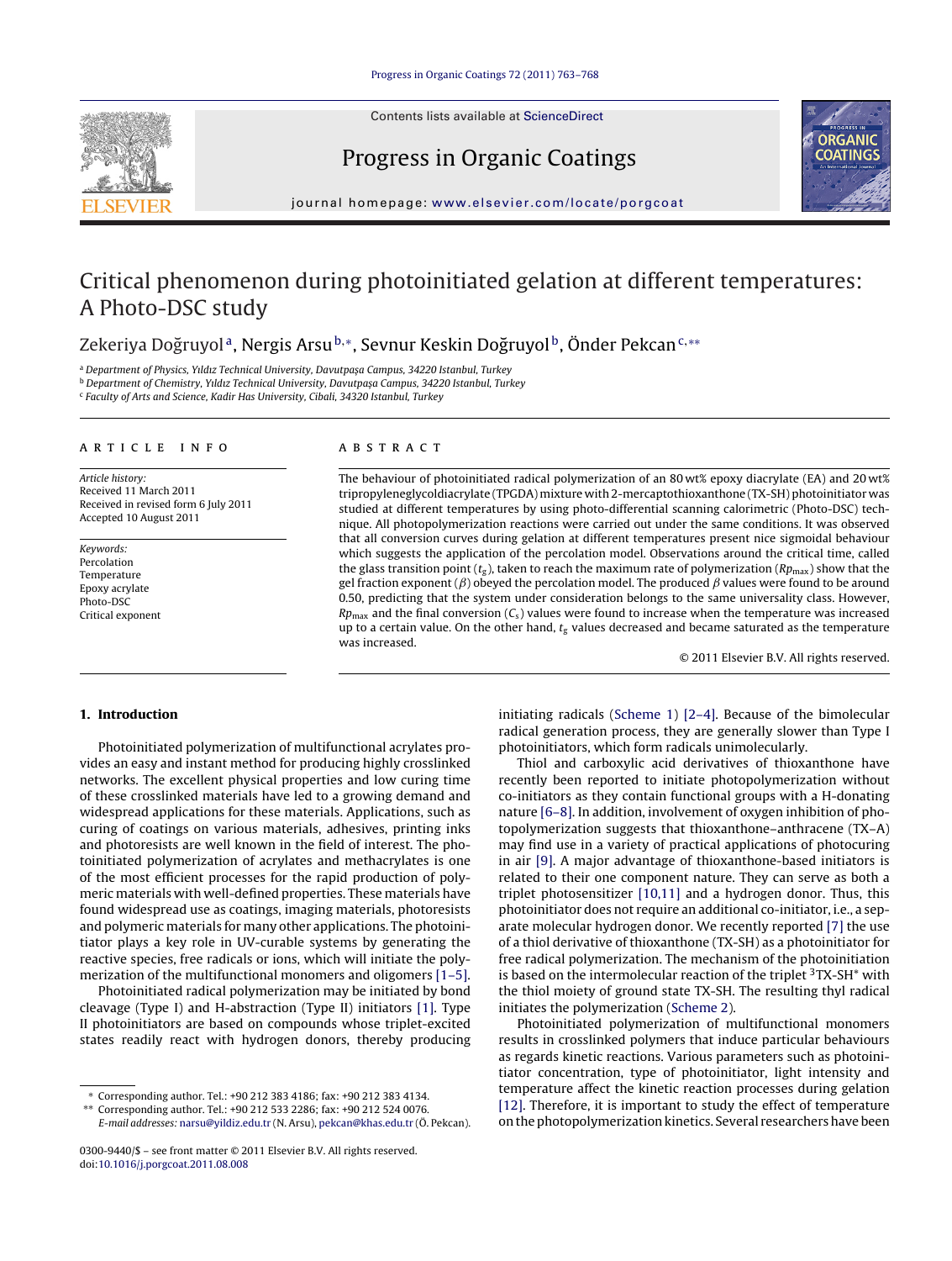Contents lists available at ScienceDirect

# Progress in Organic Coatings

journal homepage: www.elsevier.com/locate/porgcoat

# Critical phenomenon during photoinitiated gelation at different temperatures: A Photo-DSC study

Zekeriya Doğruyol[a], Nergis Arsu[b,*], Sevnur Keskin Doğruyol[b], Önder Pekcan[c,**]

[a] Department of Physics, Yıldız Technical University, Davutpaşa Campus, 34220 Istanbul, Turkey
[b] Department of Chemistry, Yıldız Technical University, Davutpaşa Campus, 34220 Istanbul, Turkey
[c] Faculty of Arts and Science, Kadir Has University, Cibali, 34320 Istanbul, Turkey

ARTICLE INFO

*Article history:*
Received 11 March 2011
Received in revised form 6 July 2011
Accepted 10 August 2011

*Keywords:*
Percolation
Temperature
Epoxy acrylate
Photo-DSC
Critical exponent

ABSTRACT

The behaviour of photoinitiated radical polymerization of an 80 wt% epoxy diacrylate (EA) and 20 wt% tripropyleneglycoldiacrylate (TPGDA) mixture with 2-mercaptothioxanthone (TX-SH) photoinitiator was studied at different temperatures by using photo-differential scanning calorimetric (Photo-DSC) technique. All photopolymerization reactions were carried out under the same conditions. It was observed that all conversion curves during gelation at different temperatures present nice sigmoidal behaviour which suggests the application of the percolation model. Observations around the critical time, called the glass transition point ($t_g$), taken to reach the maximum rate of polymerization ($Rp_{max}$) show that the gel fraction exponent ($\beta$) obeyed the percolation model. The produced $\beta$ values were found to be around 0.50, predicting that the system under consideration belongs to the same universality class. However, $Rp_{max}$ and the final conversion ($C_s$) values were found to increase when the temperature was increased up to a certain value. On the other hand, $t_g$ values decreased and became saturated as the temperature was increased.

© 2011 Elsevier B.V. All rights reserved.

## 1. Introduction

Photoinitiated polymerization of multifunctional acrylates provides an easy and instant method for producing highly crosslinked networks. The excellent physical properties and low curing time of these crosslinked materials have led to a growing demand and widespread applications for these materials. Applications, such as curing of coatings on various materials, adhesives, printing inks and photoresists are well known in the field of interest. The photoinitiated polymerization of acrylates and methacrylates is one of the most efficient processes for the rapid production of polymeric materials with well-defined properties. These materials have found widespread use as coatings, imaging materials, photoresists and polymeric materials for many other applications. The photoinitiator plays a key role in UV-curable systems by generating the reactive species, free radicals or ions, which will initiate the polymerization of the multifunctional monomers and oligomers [1–5].

Photoinitiated radical polymerization may be initiated by bond cleavage (Type I) and H-abstraction (Type II) initiators [1]. Type II photoinitiators are based on compounds whose triplet-excited states readily react with hydrogen donors, thereby producing initiating radicals (Scheme 1) [2–4]. Because of the bimolecular radical generation process, they are generally slower than Type I photoinitiators, which form radicals unimolecularly.

Thiol and carboxylic acid derivatives of thioxanthone have recently been reported to initiate photopolymerization without co-initiators as they contain functional groups with a H-donating nature [6–8]. In addition, involvement of oxygen inhibition of photopolymerization suggests that thioxanthone–anthracene (TX–A) may find use in a variety of practical applications of photocuring in air [9]. A major advantage of thioxanthone-based initiators is related to their one component nature. They can serve as both a triplet photosensitizer [10,11] and a hydrogen donor. Thus, this photoinitiator does not require an additional co-initiator, i.e., a separate molecular hydrogen donor. We recently reported [7] the use of a thiol derivative of thioxanthone (TX-SH) as a photoinitiator for free radical polymerization. The mechanism of the photoinitiation is based on the intermolecular reaction of the triplet $^3$TX-SH* with the thiol moiety of ground state TX-SH. The resulting thyl radical initiates the polymerization (Scheme 2).

Photoinitiated polymerization of multifunctional monomers results in crosslinked polymers that induce particular behaviours as regards kinetic reactions. Various parameters such as photoinitiator concentration, type of photoinitiator, light intensity and temperature affect the kinetic reaction processes during gelation [12]. Therefore, it is important to study the effect of temperature on the photopolymerization kinetics. Several researchers have been

\* Corresponding author. Tel.: +90 212 383 4186; fax: +90 212 383 4134.
\*\* Corresponding author. Tel.: +90 212 533 2286; fax: +90 212 524 0076.
*E-mail addresses:* narsu@yildiz.edu.tr (N. Arsu), pekcan@khas.edu.tr (Ö. Pekcan).

0300-9440/$ – see front matter © 2011 Elsevier B.V. All rights reserved.
doi:10.1016/j.porgcoat.2011.08.008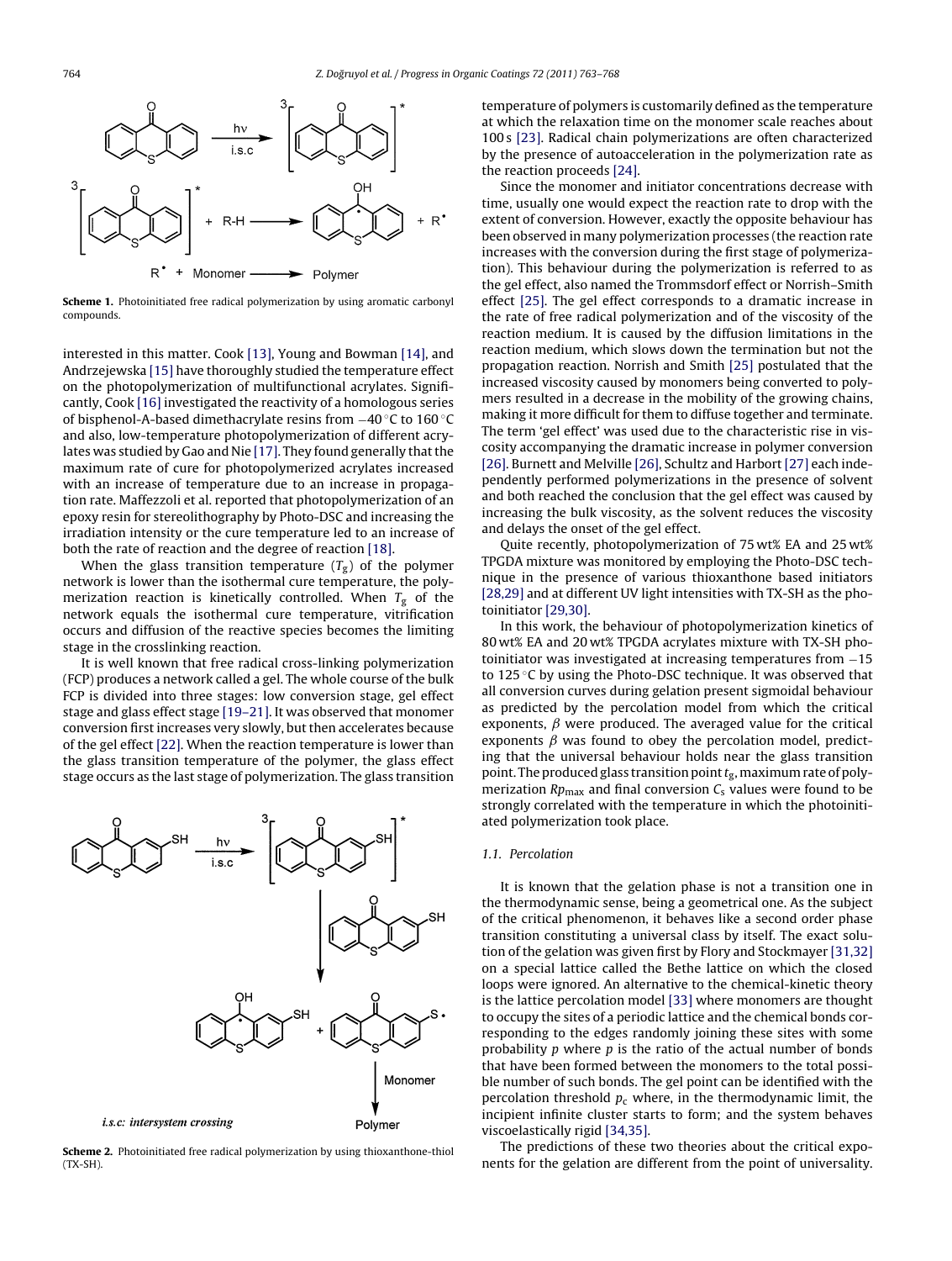Scheme 1. Photoinitiated free radical polymerization by using aromatic carbonyl compounds.

interested in this matter. Cook [13], Young and Bowman [14], and Andrzejewska [15] have thoroughly studied the temperature effect on the photopolymerization of multifunctional acrylates. Significantly, Cook [16] investigated the reactivity of a homologous series of bisphenol-A-based dimethacrylate resins from −40 °C to 160 °C and also, low-temperature photopolymerization of different acrylates was studied by Gao and Nie [17]. They found generally that the maximum rate of cure for photopolymerized acrylates increased with an increase of temperature due to an increase in propagation rate. Maffezzoli et al. reported that photopolymerization of an epoxy resin for stereolithography by Photo-DSC and increasing the irradiation intensity or the cure temperature led to an increase of both the rate of reaction and the degree of reaction [18].

When the glass transition temperature ($T_g$) of the polymer network is lower than the isothermal cure temperature, the polymerization reaction is kinetically controlled. When $T_g$ of the network equals the isothermal cure temperature, vitrification occurs and diffusion of the reactive species becomes the limiting stage in the crosslinking reaction.

It is well known that free radical cross-linking polymerization (FCP) produces a network called a gel. The whole course of the bulk FCP is divided into three stages: low conversion stage, gel effect stage and glass effect stage [19–21]. It was observed that monomer conversion first increases very slowly, but then accelerates because of the gel effect [22]. When the reaction temperature is lower than the glass transition temperature of the polymer, the glass effect stage occurs as the last stage of polymerization. The glass transition temperature of polymers is customarily defined as the temperature at which the relaxation time on the monomer scale reaches about 100 s [23]. Radical chain polymerizations are often characterized by the presence of autoacceleration in the polymerization rate as the reaction proceeds [24].

Since the monomer and initiator concentrations decrease with time, usually one would expect the reaction rate to drop with the extent of conversion. However, exactly the opposite behaviour has been observed in many polymerization processes (the reaction rate increases with the conversion during the first stage of polymerization). This behaviour during the polymerization is referred to as the gel effect, also named the Trommsdorf effect or Norrish–Smith effect [25]. The gel effect corresponds to a dramatic increase in the rate of free radical polymerization and of the viscosity of the reaction medium. It is caused by the diffusion limitations in the reaction medium, which slows down the termination but not the propagation reaction. Norrish and Smith [25] postulated that the increased viscosity caused by monomers being converted to polymers resulted in a decrease in the mobility of the growing chains, making it more difficult for them to diffuse together and terminate. The term 'gel effect' was used due to the characteristic rise in viscosity accompanying the dramatic increase in polymer conversion [26]. Burnett and Melville [26], Schultz and Harbort [27] each independently performed polymerizations in the presence of solvent and both reached the conclusion that the gel effect was caused by increasing the bulk viscosity, as the solvent reduces the viscosity and delays the onset of the gel effect.

Quite recently, photopolymerization of 75 wt% EA and 25 wt% TPGDA mixture was monitored by employing the Photo-DSC technique in the presence of various thioxanthone based initiators [28,29] and at different UV light intensities with TX-SH as the photoinitiator [29,30].

In this work, the behaviour of photopolymerization kinetics of 80 wt% EA and 20 wt% TPGDA acrylates mixture with TX-SH photoinitiator was investigated at increasing temperatures from −15 to 125 °C by using the Photo-DSC technique. It was observed that all conversion curves during gelation present sigmoidal behaviour as predicted by the percolation model from which the critical exponents, $\beta$ were produced. The averaged value for the critical exponents $\beta$ was found to obey the percolation model, predicting that the universal behaviour holds near the glass transition point. The produced glass transition point $t_g$, maximum rate of polymerization $Rp_{max}$ and final conversion $C_s$ values were found to be strongly correlated with the temperature in which the photoinitiated polymerization took place.

Scheme 2. Photoinitiated free radical polymerization by using thioxanthone-thiol (TX-SH).

### 1.1. Percolation

It is known that the gelation phase is not a transition one in the thermodynamic sense, being a geometrical one. As the subject of the critical phenomenon, it behaves like a second order phase transition constituting a universal class by itself. The exact solution of the gelation was given first by Flory and Stockmayer [31,32] on a special lattice called the Bethe lattice on which the closed loops were ignored. An alternative to the chemical-kinetic theory is the lattice percolation model [33] where monomers are thought to occupy the sites of a periodic lattice and the chemical bonds corresponding to the edges randomly joining these sites with some probability $p$ where $p$ is the ratio of the actual number of bonds that have been formed between the monomers to the total possible number of such bonds. The gel point can be identified with the percolation threshold $p_c$ where, in the thermodynamic limit, the incipient infinite cluster starts to form; and the system behaves viscoelastically rigid [34,35].

The predictions of these two theories about the critical exponents for the gelation are different from the point of universality.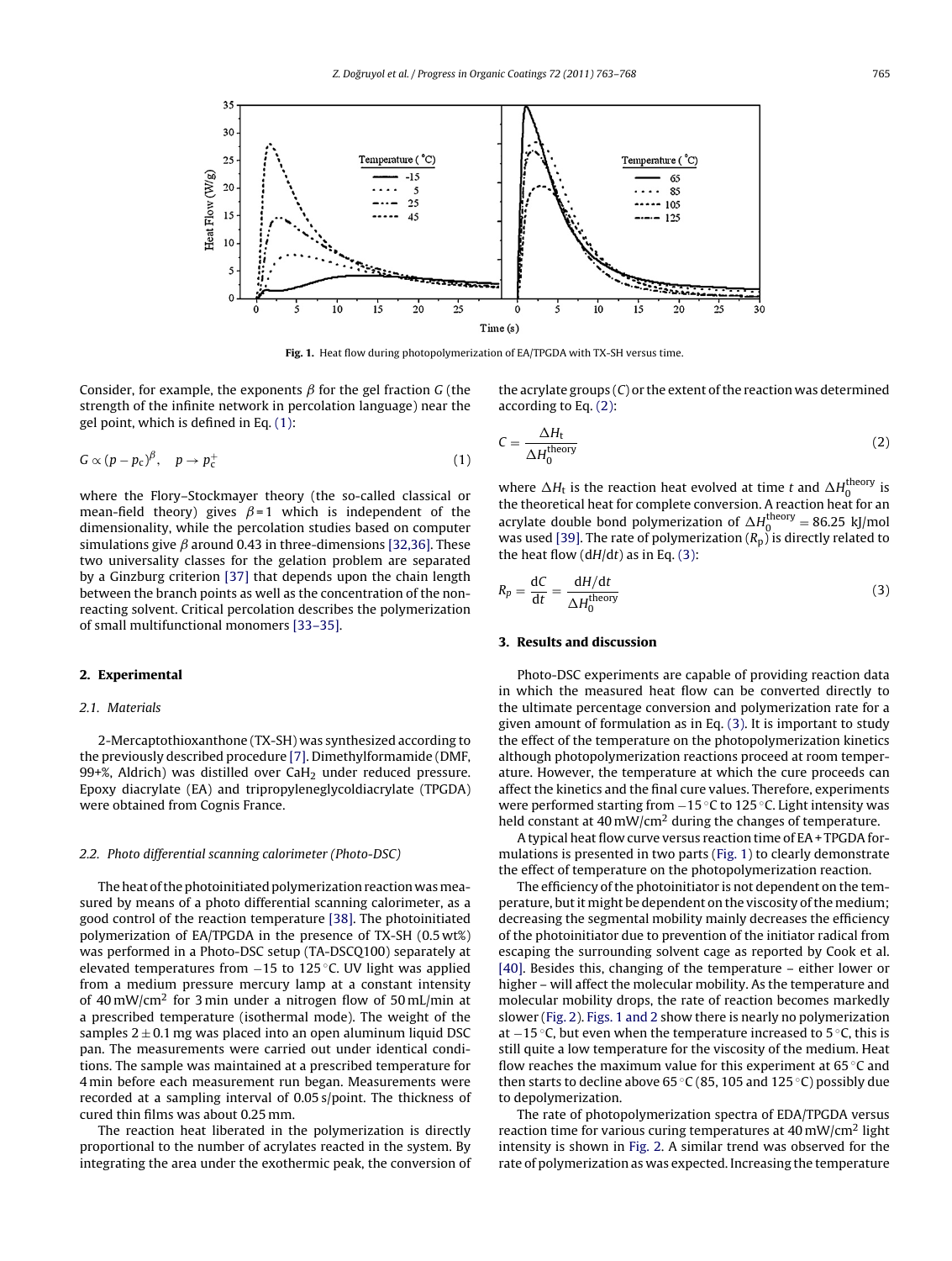Fig. 1. Heat flow during photopolymerization of EA/TPGDA with TX-SH versus time.

Consider, for example, the exponents $\beta$ for the gel fraction $G$ (the strength of the infinite network in percolation language) near the gel point, which is defined in Eq. (1):

$$G \propto (p - p_c)^{\beta}, \quad p \to p_c^{+} \tag{1}$$

where the Flory–Stockmayer theory (the so-called classical or mean-field theory) gives $\beta = 1$ which is independent of the dimensionality, while the percolation studies based on computer simulations give $\beta$ around 0.43 in three-dimensions [32,36]. These two universality classes for the gelation problem are separated by a Ginzburg criterion [37] that depends upon the chain length between the branch points as well as the concentration of the non-reacting solvent. Critical percolation describes the polymerization of small multifunctional monomers [33–35].

## 2. Experimental

### 2.1. Materials

2-Mercaptothioxanthone (TX-SH) was synthesized according to the previously described procedure [7]. Dimethylformamide (DMF, 99+%, Aldrich) was distilled over $CaH_2$ under reduced pressure. Epoxy diacrylate (EA) and tripropyleneglycoldiacrylate (TPGDA) were obtained from Cognis France.

### 2.2. Photo differential scanning calorimeter (Photo-DSC)

The heat of the photoinitiated polymerization reaction was measured by means of a photo differential scanning calorimeter, as a good control of the reaction temperature [38]. The photoinitiated polymerization of EA/TPGDA in the presence of TX-SH (0.5 wt%) was performed in a Photo-DSC setup (TA-DSCQ100) separately at elevated temperatures from −15 to 125 °C. UV light was applied from a medium pressure mercury lamp at a constant intensity of 40 mW/cm$^2$ for 3 min under a nitrogen flow of 50 mL/min at a prescribed temperature (isothermal mode). The weight of the samples 2 ± 0.1 mg was placed into an open aluminum liquid DSC pan. The measurements were carried out under identical conditions. The sample was maintained at a prescribed temperature for 4 min before each measurement run began. Measurements were recorded at a sampling interval of 0.05 s/point. The thickness of cured thin films was about 0.25 mm.

The reaction heat liberated in the polymerization is directly proportional to the number of acrylates reacted in the system. By integrating the area under the exothermic peak, the conversion of the acrylate groups ($C$) or the extent of the reaction was determined according to Eq. (2):

$$C = \frac{\Delta H_t}{\Delta H_0^{\text{theory}}} \tag{2}$$

where $\Delta H_t$ is the reaction heat evolved at time $t$ and $\Delta H_0^{\text{theory}}$ is the theoretical heat for complete conversion. A reaction heat for an acrylate double bond polymerization of $\Delta H_0^{\text{theory}} = 86.25$ kJ/mol was used [39]. The rate of polymerization ($R_p$) is directly related to the heat flow ($dH/dt$) as in Eq. (3):

$$R_p = \frac{dC}{dt} = \frac{dH/dt}{\Delta H_0^{\text{theory}}} \tag{3}$$

## 3. Results and discussion

Photo-DSC experiments are capable of providing reaction data in which the measured heat flow can be converted directly to the ultimate percentage conversion and polymerization rate for a given amount of formulation as in Eq. (3). It is important to study the effect of the temperature on the photopolymerization kinetics although photopolymerization reactions proceed at room temperature. However, the temperature at which the cure proceeds can affect the kinetics and the final cure values. Therefore, experiments were performed starting from −15 °C to 125 °C. Light intensity was held constant at 40 mW/cm$^2$ during the changes of temperature.

A typical heat flow curve versus reaction time of EA + TPGDA formulations is presented in two parts (Fig. 1) to clearly demonstrate the effect of temperature on the photopolymerization reaction.

The efficiency of the photoinitiator is not dependent on the temperature, but it might be dependent on the viscosity of the medium; decreasing the segmental mobility mainly decreases the efficiency of the photoinitiator due to prevention of the initiator radical from escaping the surrounding solvent cage as reported by Cook et al. [40]. Besides this, changing of the temperature – either lower or higher – will affect the molecular mobility. As the temperature and molecular mobility drops, the rate of reaction becomes markedly slower (Fig. 2). Figs. 1 and 2 show there is nearly no polymerization at −15 °C, but even when the temperature increased to 5 °C, this is still quite a low temperature for the viscosity of the medium. Heat flow reaches the maximum value for this experiment at 65 °C and then starts to decline above 65 °C (85, 105 and 125 °C) possibly due to depolymerization.

The rate of photopolymerization spectra of EDA/TPGDA versus reaction time for various curing temperatures at 40 mW/cm$^2$ light intensity is shown in Fig. 2. A similar trend was observed for the rate of polymerization as was expected. Increasing the temperature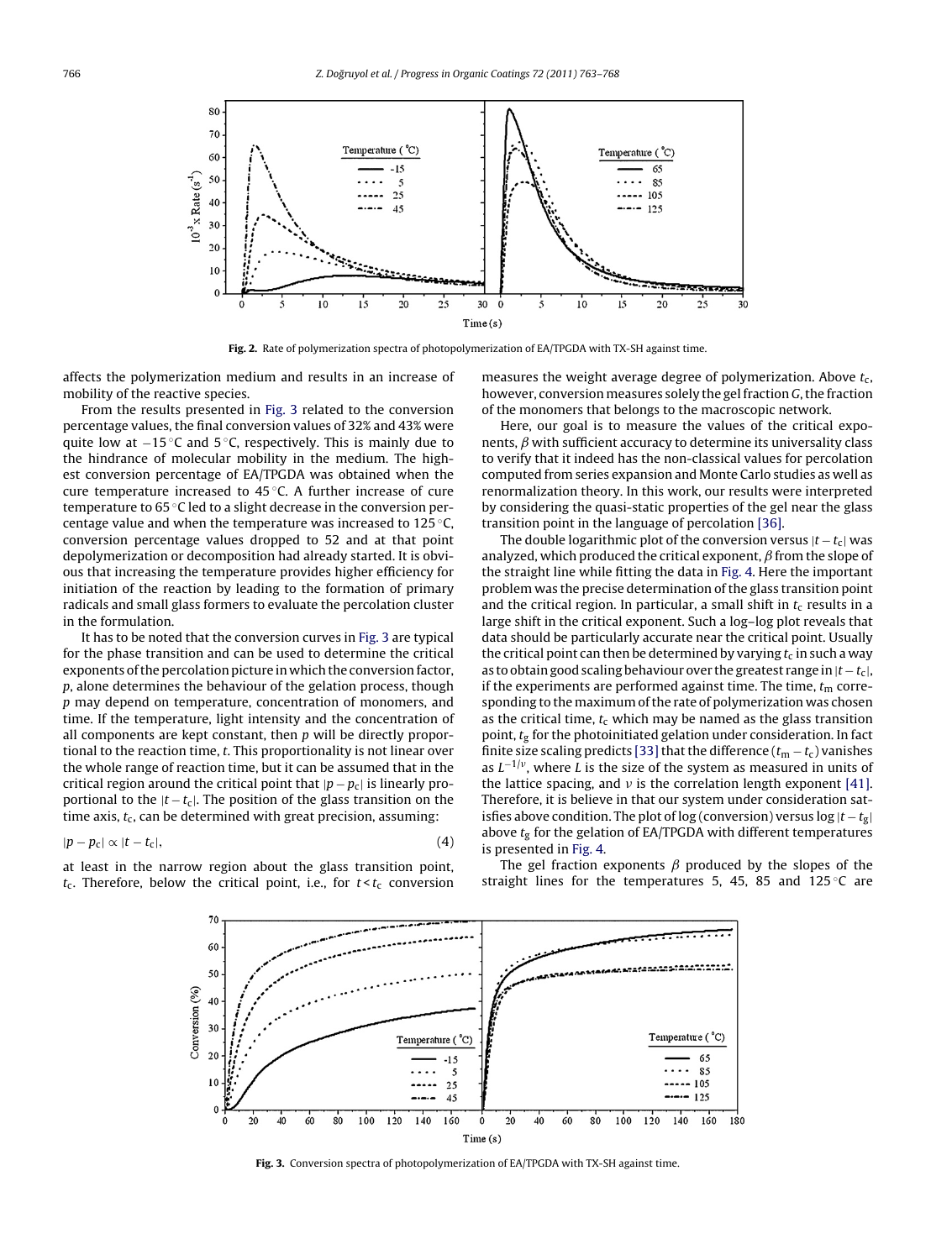**Fig. 2.** Rate of polymerization spectra of photopolymerization of EA/TPGDA with TX-SH against time.

affects the polymerization medium and results in an increase of mobility of the reactive species.

From the results presented in Fig. 3 related to the conversion percentage values, the final conversion values of 32% and 43% were quite low at −15 °C and 5 °C, respectively. This is mainly due to the hindrance of molecular mobility in the medium. The highest conversion percentage of EA/TPGDA was obtained when the cure temperature increased to 45 °C. A further increase of cure temperature to 65 °C led to a slight decrease in the conversion percentage value and when the temperature was increased to 125 °C, conversion percentage values dropped to 52 and at that point depolymerization or decomposition had already started. It is obvious that increasing the temperature provides higher efficiency for initiation of the reaction by leading to the formation of primary radicals and small glass formers to evaluate the percolation cluster in the formulation.

It has to be noted that the conversion curves in Fig. 3 are typical for the phase transition and can be used to determine the critical exponents of the percolation picture in which the conversion factor, $p$, alone determines the behaviour of the gelation process, though $p$ may depend on temperature, concentration of monomers, and time. If the temperature, light intensity and the concentration of all components are kept constant, then $p$ will be directly proportional to the reaction time, $t$. This proportionality is not linear over the whole range of reaction time, but it can be assumed that in the critical region around the critical point that $|p - p_c|$ is linearly proportional to the $|t - t_c|$. The position of the glass transition on the time axis, $t_c$, can be determined with great precision, assuming:

$$|p - p_c| \propto |t - t_c|, \tag{4}$$

at least in the narrow region about the glass transition point, $t_c$. Therefore, below the critical point, i.e., for $t < t_c$ conversion measures the weight average degree of polymerization. Above $t_c$, however, conversion measures solely the gel fraction $G$, the fraction of the monomers that belongs to the macroscopic network.

Here, our goal is to measure the values of the critical exponents, $\beta$ with sufficient accuracy to determine its universality class to verify that it indeed has the non-classical values for percolation computed from series expansion and Monte Carlo studies as well as renormalization theory. In this work, our results were interpreted by considering the quasi-static properties of the gel near the glass transition point in the language of percolation [36].

The double logarithmic plot of the conversion versus $|t - t_c|$ was analyzed, which produced the critical exponent, $\beta$ from the slope of the straight line while fitting the data in Fig. 4. Here the important problem was the precise determination of the glass transition point and the critical region. In particular, a small shift in $t_c$ results in a large shift in the critical exponent. Such a log–log plot reveals that data should be particularly accurate near the critical point. Usually the critical point can then be determined by varying $t_c$ in such a way as to obtain good scaling behaviour over the greatest range in $|t - t_c|$, if the experiments are performed against time. The time, $t_m$ corresponding to the maximum of the rate of polymerization was chosen as the critical time, $t_c$ which may be named as the glass transition point, $t_g$ for the photoinitiated gelation under consideration. In fact finite size scaling predicts [33] that the difference $(t_m - t_c)$ vanishes as $L^{-1/\nu}$, where $L$ is the size of the system as measured in units of the lattice spacing, and $\nu$ is the correlation length exponent [41]. Therefore, it is believe in that our system under consideration satisfies above condition. The plot of log (conversion) versus $\log|t - t_g|$ above $t_g$ for the gelation of EA/TPGDA with different temperatures is presented in Fig. 4.

The gel fraction exponents $\beta$ produced by the slopes of the straight lines for the temperatures 5, 45, 85 and 125 °C are

**Fig. 3.** Conversion spectra of photopolymerization of EA/TPGDA with TX-SH against time.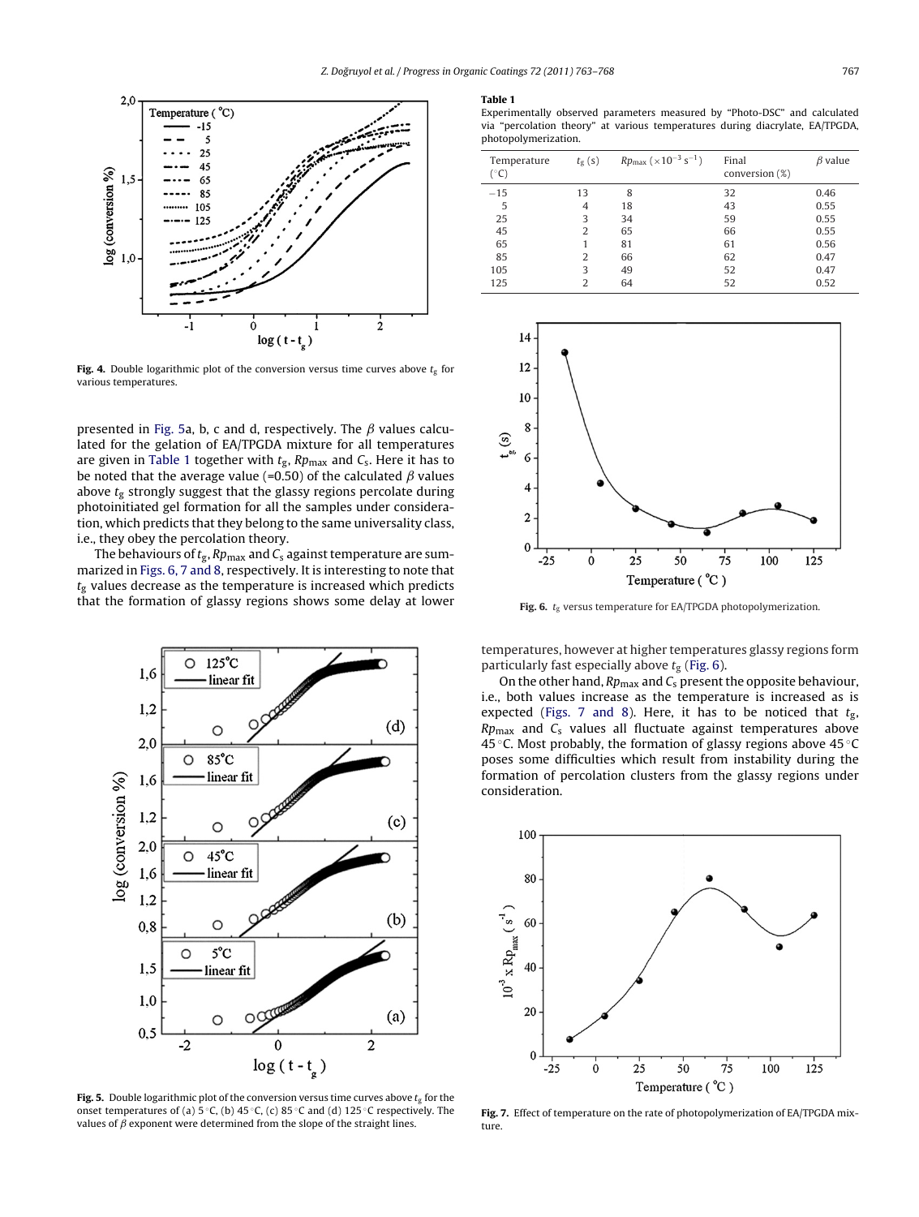Fig. 4. Double logarithmic plot of the conversion versus time curves above $t_g$ for various temperatures.

presented in Fig. 5a, b, c and d, respectively. The $\beta$ values calculated for the gelation of EA/TPGDA mixture for all temperatures are given in Table 1 together with $t_g$, $Rp_{max}$ and $C_s$. Here it has to be noted that the average value (≈0.50) of the calculated $\beta$ values above $t_g$ strongly suggest that the glassy regions percolate during photoinitiated gel formation for all the samples under consideration, which predicts that they belong to the same universality class, i.e., they obey the percolation theory.

The behaviours of $t_g$, $Rp_{max}$ and $C_s$ against temperature are summarized in Figs. 6, 7 and 8, respectively. It is interesting to note that $t_g$ values decrease as the temperature is increased which predicts that the formation of glassy regions shows some delay at lower temperatures, however at higher temperatures glassy regions form particularly fast especially above $t_g$ (Fig. 6).

On the other hand, $Rp_{max}$ and $C_s$ present the opposite behaviour, i.e., both values increase as the temperature is increased as is expected (Figs. 7 and 8). Here, it has to be noticed that $t_g$, $Rp_{max}$ and $C_s$ values all fluctuate against temperatures above 45 °C. Most probably, the formation of glassy regions above 45 °C poses some difficulties which result from instability during the formation of percolation clusters from the glassy regions under consideration.

Fig. 5. Double logarithmic plot of the conversion versus time curves above $t_g$ for the onset temperatures of (a) 5 °C, (b) 45 °C, (c) 85 °C and (d) 125 °C respectively. The values of $\beta$ exponent were determined from the slope of the straight lines.

**Table 1**
Experimentally observed parameters measured by "Photo-DSC" and calculated via "percolation theory" at various temperatures during diacrylate, EA/TPGDA, photopolymerization.

| Temperature (°C) | $t_g$ (s) | $Rp_{max}$ ($\times 10^{-3}$ s$^{-1}$) | Final conversion (%) | $\beta$ value |
|---|---|---|---|---|
| −15 | 13 | 8 | 32 | 0.46 |
| 5 | 4 | 18 | 43 | 0.55 |
| 25 | 3 | 34 | 59 | 0.55 |
| 45 | 2 | 65 | 66 | 0.55 |
| 65 | 1 | 81 | 61 | 0.56 |
| 85 | 2 | 66 | 62 | 0.47 |
| 105 | 3 | 49 | 52 | 0.47 |
| 125 | 2 | 64 | 52 | 0.52 |

Fig. 6. $t_g$ versus temperature for EA/TPGDA photopolymerization.

Fig. 7. Effect of temperature on the rate of photopolymerization of EA/TPGDA mixture.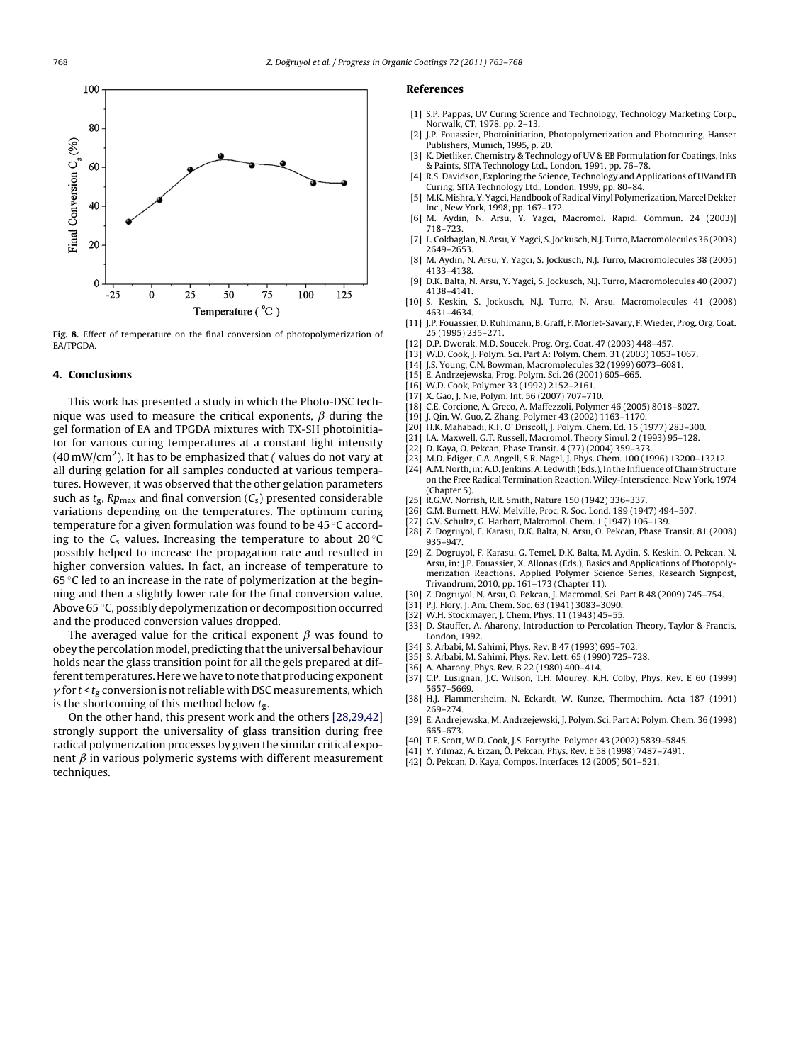Final Conversion $C_s$ (%)

100

80

60

40

20

0

-25 0 25 50 75 100 125

Temperature ( °C )

**Fig. 8.** Effect of temperature on the final conversion of photopolymerization of EA/TPGDA.

## 4. Conclusions

This work has presented a study in which the Photo-DSC technique was used to measure the critical exponents, $\beta$ during the gel formation of EA and TPGDA mixtures with TX-SH photoinitiator for various curing temperatures at a constant light intensity (40 mW/cm$^2$). It has to be emphasized that ( values do not vary at all during gelation for all samples conducted at various temperatures. However, it was observed that the other gelation parameters such as $t_g$, $Rp_{max}$ and final conversion ($C_s$) presented considerable variations depending on the temperatures. The optimum curing temperature for a given formulation was found to be 45 °C according to the $C_s$ values. Increasing the temperature to about 20 °C possibly helped to increase the propagation rate and resulted in higher conversion values. In fact, an increase of temperature to 65 °C led to an increase in the rate of polymerization at the beginning and then a slightly lower rate for the final conversion value. Above 65 °C, possibly depolymerization or decomposition occurred and the produced conversion values dropped.

The averaged value for the critical exponent $\beta$ was found to obey the percolation model, predicting that the universal behaviour holds near the glass transition point for all the gels prepared at different temperatures. Here we have to note that producing exponent $\gamma$ for $t < t_g$ conversion is not reliable with DSC measurements, which is the shortcoming of this method below $t_g$.

On the other hand, this present work and the others [28,29,42] strongly support the universality of glass transition during free radical polymerization processes by given the similar critical exponent $\beta$ in various polymeric systems with different measurement techniques.

## References

[1] S.P. Pappas, UV Curing Science and Technology, Technology Marketing Corp., Norwalk, CT, 1978, pp. 2–13.
[2] J.P. Fouassier, Photoinitiation, Photopolymerization and Photocuring, Hanser Publishers, Munich, 1995, p. 20.
[3] K. Dietliker, Chemistry & Technology of UV & EB Formulation for Coatings, Inks & Paints, SITA Technology Ltd., London, 1991, pp. 76–78.
[4] R.S. Davidson, Exploring the Science, Technology and Applications of UVand EB Curing, SITA Technology Ltd., London, 1999, pp. 80–84.
[5] M.K. Mishra, Y. Yagci, Handbook of Radical Vinyl Polymerization, Marcel Dekker Inc., New York, 1998, pp. 167–172.
[6] M. Aydin, N. Arsu, Y. Yagci, Macromol. Rapid. Commun. 24 (2003)] 718–723.
[7] L. Cokbaglan, N. Arsu, Y. Yagci, S. Jockusch, N.J. Turro, Macromolecules 36 (2003) 2649–2653.
[8] M. Aydin, N. Arsu, Y. Yagci, S. Jockusch, N.J. Turro, Macromolecules 38 (2005) 4133–4138.
[9] D.K. Balta, N. Arsu, Y. Yagci, S. Jockusch, N.J. Turro, Macromolecules 40 (2007) 4138–4141.
[10] S. Keskin, S. Jockusch, N.J. Turro, N. Arsu, Macromolecules 41 (2008) 4631–4634.
[11] J.P. Fouassier, D. Ruhlmann, B. Graff, F. Morlet-Savary, F. Wieder, Prog. Org. Coat. 25 (1995) 235–271.
[12] D.P. Dworak, M.D. Soucek, Prog. Org. Coat. 47 (2003) 448–457.
[13] W.D. Cook, J. Polym. Sci. Part A: Polym. Chem. 31 (2003) 1053–1067.
[14] J.S. Young, C.N. Bowman, Macromolecules 32 (1999) 6073–6081.
[15] E. Andrzejewska, Prog. Polym. Sci. 26 (2001) 605–665.
[16] W.D. Cook, Polymer 33 (1992) 2152–2161.
[17] X. Gao, J. Nie, Polym. Int. 56 (2007) 707–710.
[18] C.E. Corcione, A. Greco, A. Maffezzoli, Polymer 46 (2005) 8018–8027.
[19] J. Qin, W. Guo, Z. Zhang, Polymer 43 (2002) 1163–1170.
[20] H.K. Mahabadi, K.F. O' Driscoll, J. Polym. Chem. Ed. 15 (1977) 283–300.
[21] I.A. Maxwell, G.T. Russell, Macromol. Theory Simul. 2 (1993) 95–128.
[22] D. Kaya, O. Pekcan, Phase Transit. 4 (77) (2004) 359–373.
[23] M.D. Ediger, C.A. Angell, S.R. Nagel, J. Phys. Chem. 100 (1996) 13200–13212.
[24] A.M. North, in: A.D. Jenkins, A. Ledwith (Eds.), In the Influence of Chain Structure on the Free Radical Termination Reaction, Wiley-Interscience, New York, 1974 (Chapter 5).
[25] R.G.W. Norrish, R.R. Smith, Nature 150 (1942) 336–337.
[26] G.M. Burnett, H.W. Melville, Proc. R. Soc. Lond. 189 (1947) 494–507.
[27] G.V. Schultz, G. Harbort, Makromol. Chem. 1 (1947) 106–139.
[28] Z. Dogruyol, F. Karasu, D.K. Balta, N. Arsu, O. Pekcan, Phase Transit. 81 (2008) 935–947.
[29] Z. Dogruyol, F. Karasu, G. Temel, D.K. Balta, M. Aydin, S. Keskin, O. Pekcan, N. Arsu, in: J.P. Fouassier, X. Allonas (Eds.), Basics and Applications of Photopolymerization Reactions. Applied Polymer Science Series, Research Signpost, Trivandrum, 2010, pp. 161–173 (Chapter 11).
[30] Z. Dogruyol, N. Arsu, O. Pekcan, J. Macromol. Sci. Part B 48 (2009) 745–754.
[31] P.J. Flory, J. Am. Chem. Soc. 63 (1941) 3083–3090.
[32] W.H. Stockmayer, J. Chem. Phys. 11 (1943) 45–55.
[33] D. Stauffer, A. Aharony, Introduction to Percolation Theory, Taylor & Francis, London, 1992.
[34] S. Arbabi, M. Sahimi, Phys. Rev. B 47 (1993) 695–702.
[35] S. Arbabi, M. Sahimi, Phys. Rev. Lett. 65 (1990) 725–728.
[36] A. Aharony, Phys. Rev. B 22 (1980) 400–414.
[37] C.P. Lusignan, J.C. Wilson, T.H. Mourey, R.H. Colby, Phys. Rev. E 60 (1999) 5657–5669.
[38] H.J. Flammersheim, N. Eckardt, W. Kunze, Thermochim. Acta 187 (1991) 269–274.
[39] E. Andrejewska, M. Andrzejewski, J. Polym. Sci. Part A: Polym. Chem. 36 (1998) 665–673.
[40] T.F. Scott, W.D. Cook, J.S. Forsythe, Polymer 43 (2002) 5839–5845.
[41] Y. Yılmaz, A. Erzan, Ö. Pekcan, Phys. Rev. E 58 (1998) 7487–7491.
[42] Ö. Pekcan, D. Kaya, Compos. Interfaces 12 (2005) 501–521.